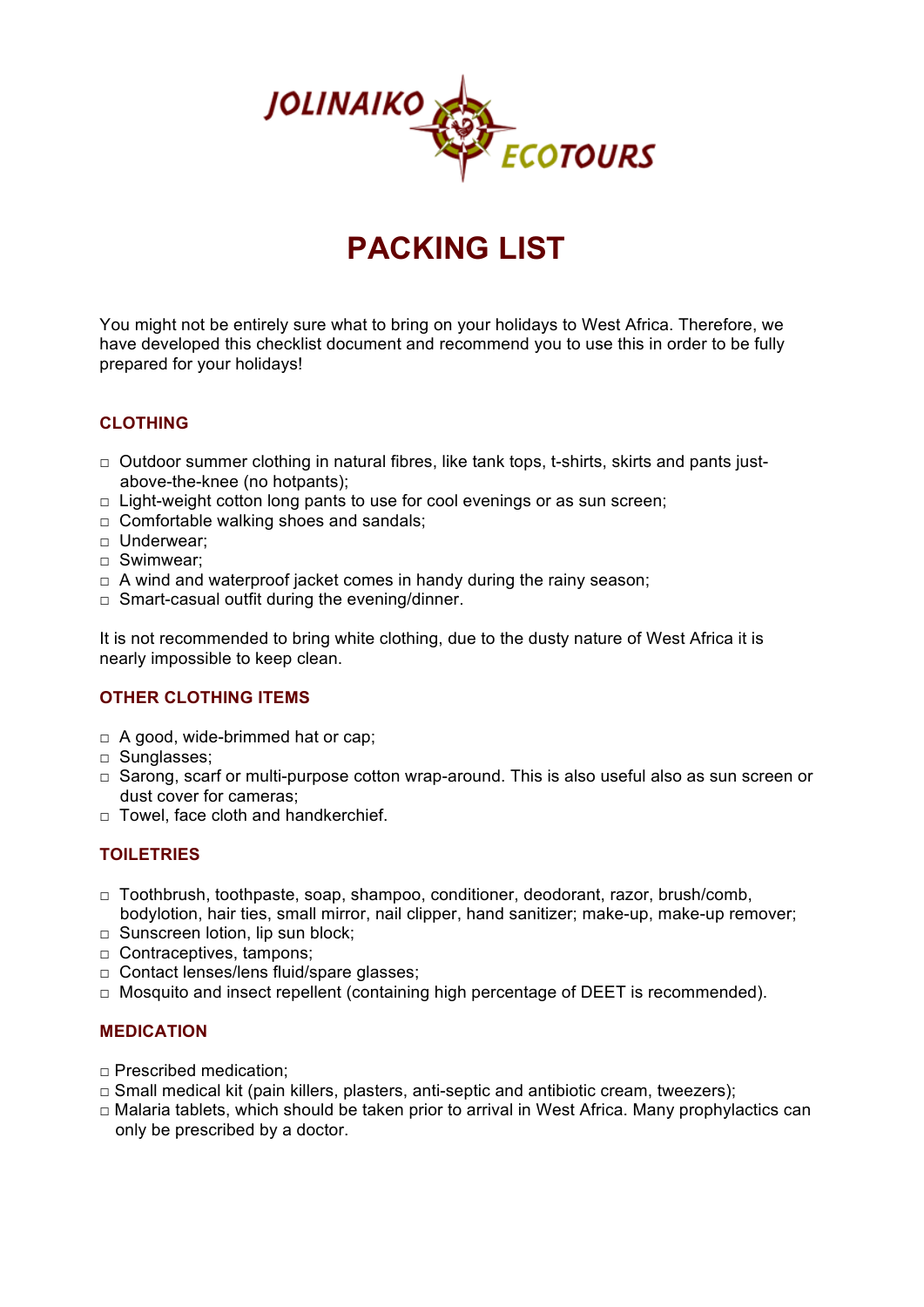JOLINAIKO ECOTOURS

# PACKING LIST

You might not be entirely sure what to bring on your holidays to West Africa. Therefore, we have developed this checklist document and recommend you to use this in order to be fully prepared for your holidays!

## CLOTHING

- □ Outdoor summer clothing in natural fibres, like tank tops, t-shirts, skirts and pants just-above-the-knee (no hotpants);
- □ Light-weight cotton long pants to use for cool evenings or as sun screen;
- □ Comfortable walking shoes and sandals;
- □ Underwear;
- □ Swimwear;
- □ A wind and waterproof jacket comes in handy during the rainy season;
- □ Smart-casual outfit during the evening/dinner.

It is not recommended to bring white clothing, due to the dusty nature of West Africa it is nearly impossible to keep clean.

## OTHER CLOTHING ITEMS

- □ A good, wide-brimmed hat or cap;
- □ Sunglasses;
- □ Sarong, scarf or multi-purpose cotton wrap-around. This is also useful also as sun screen or dust cover for cameras;
- □ Towel, face cloth and handkerchief.

## TOILETRIES

- □ Toothbrush, toothpaste, soap, shampoo, conditioner, deodorant, razor, brush/comb, bodylotion, hair ties, small mirror, nail clipper, hand sanitizer; make-up, make-up remover;
- □ Sunscreen lotion, lip sun block;
- □ Contraceptives, tampons;
- □ Contact lenses/lens fluid/spare glasses;
- □ Mosquito and insect repellent (containing high percentage of DEET is recommended).

## MEDICATION

- □ Prescribed medication;
- □ Small medical kit (pain killers, plasters, anti-septic and antibiotic cream, tweezers);
- □ Malaria tablets, which should be taken prior to arrival in West Africa. Many prophylactics can only be prescribed by a doctor.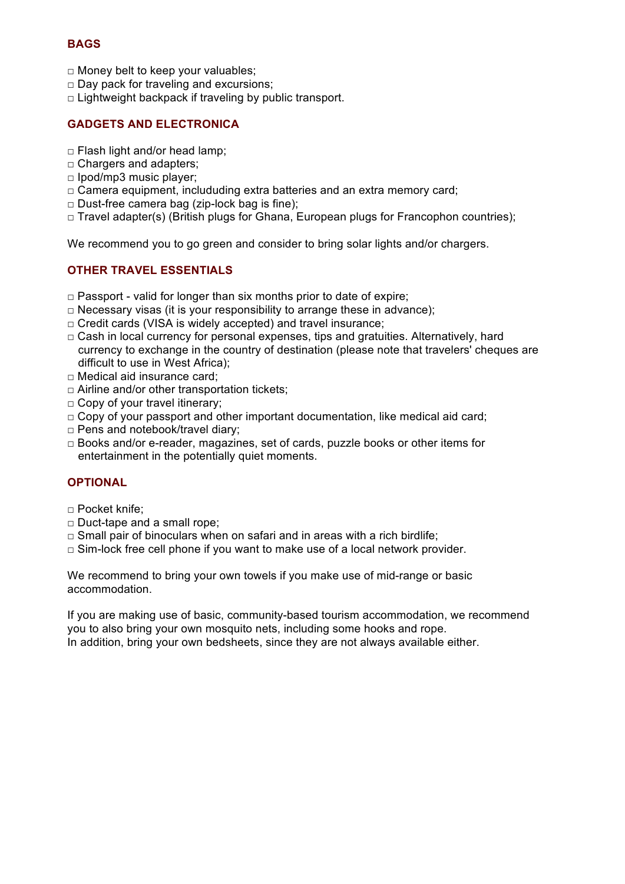## BAGS

- □ Money belt to keep your valuables;
- □ Day pack for traveling and excursions;
- □ Lightweight backpack if traveling by public transport.

## GADGETS AND ELECTRONICA

- □ Flash light and/or head lamp;
- □ Chargers and adapters;
- □ Ipod/mp3 music player;
- □ Camera equipment, includuding extra batteries and an extra memory card;
- □ Dust-free camera bag (zip-lock bag is fine);
- □ Travel adapter(s) (British plugs for Ghana, European plugs for Francophon countries);

We recommend you to go green and consider to bring solar lights and/or chargers.

## OTHER TRAVEL ESSENTIALS

- □ Passport - valid for longer than six months prior to date of expire;
- □ Necessary visas (it is your responsibility to arrange these in advance);
- □ Credit cards (VISA is widely accepted) and travel insurance;
- □ Cash in local currency for personal expenses, tips and gratuities. Alternatively, hard currency to exchange in the country of destination (please note that travelers' cheques are difficult to use in West Africa);
- □ Medical aid insurance card;
- □ Airline and/or other transportation tickets;
- □ Copy of your travel itinerary;
- □ Copy of your passport and other important documentation, like medical aid card;
- □ Pens and notebook/travel diary;
- □ Books and/or e-reader, magazines, set of cards, puzzle books or other items for entertainment in the potentially quiet moments.

## OPTIONAL

- □ Pocket knife;
- □ Duct-tape and a small rope;
- □ Small pair of binoculars when on safari and in areas with a rich birdlife;
- □ Sim-lock free cell phone if you want to make use of a local network provider.

We recommend to bring your own towels if you make use of mid-range or basic accommodation.

If you are making use of basic, community-based tourism accommodation, we recommend you to also bring your own mosquito nets, including some hooks and rope.
In addition, bring your own bedsheets, since they are not always available either.